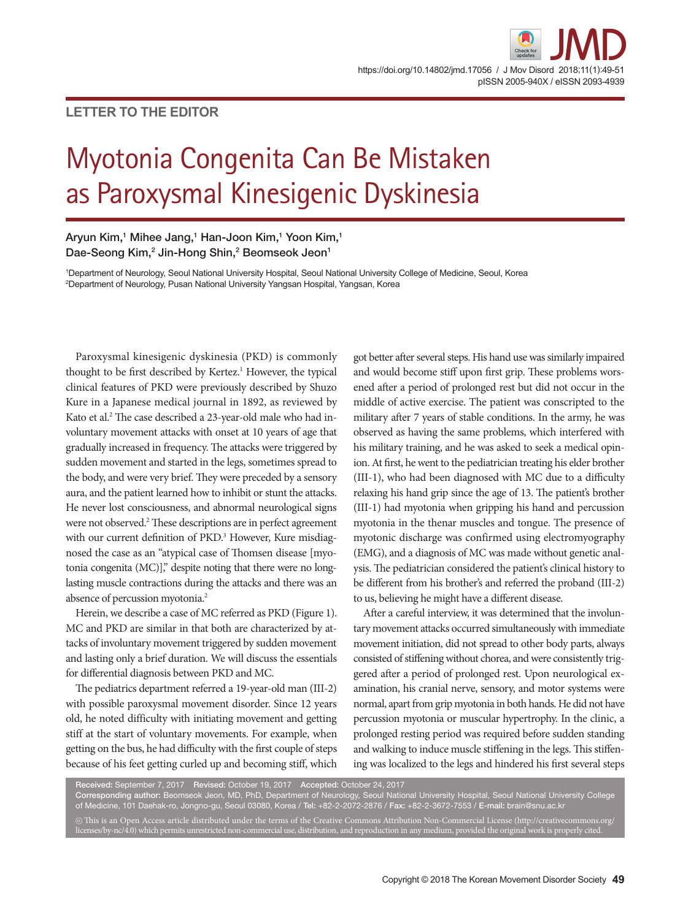LETTER TO THE EDITOR

# Myotonia Congenita Can Be Mistaken as Paroxysmal Kinesigenic Dyskinesia

**Aryun Kim,[1] Mihee Jang,[1] Han-Joon Kim,[1] Yoon Kim,[1] Dae-Seong Kim,[2] Jin-Hong Shin,[2] Beomseok Jeon[1]**

[1]Department of Neurology, Seoul National University Hospital, Seoul National University College of Medicine, Seoul, Korea
[2]Department of Neurology, Pusan National University Yangsan Hospital, Yangsan, Korea

Paroxysmal kinesigenic dyskinesia (PKD) is commonly thought to be first described by Kertez.[1] However, the typical clinical features of PKD were previously described by Shuzo Kure in a Japanese medical journal in 1892, as reviewed by Kato et al.[2] The case described a 23-year-old male who had involuntary movement attacks with onset at 10 years of age that gradually increased in frequency. The attacks were triggered by sudden movement and started in the legs, sometimes spread to the body, and were very brief. They were preceded by a sensory aura, and the patient learned how to inhibit or stunt the attacks. He never lost consciousness, and abnormal neurological signs were not observed.[2] These descriptions are in perfect agreement with our current definition of PKD.[3] However, Kure misdiagnosed the case as an "atypical case of Thomsen disease [myotonia congenita (MC)]," despite noting that there were no long-lasting muscle contractions during the attacks and there was an absence of percussion myotonia.[2]

Herein, we describe a case of MC referred as PKD (Figure 1). MC and PKD are similar in that both are characterized by attacks of involuntary movement triggered by sudden movement and lasting only a brief duration. We will discuss the essentials for differential diagnosis between PKD and MC.

The pediatrics department referred a 19-year-old man (III-2) with possible paroxysmal movement disorder. Since 12 years old, he noted difficulty with initiating movement and getting stiff at the start of voluntary movements. For example, when getting on the bus, he had difficulty with the first couple of steps because of his feet getting curled up and becoming stiff, which got better after several steps. His hand use was similarly impaired and would become stiff upon first grip. These problems worsened after a period of prolonged rest but did not occur in the middle of active exercise. The patient was conscripted to the military after 7 years of stable conditions. In the army, he was observed as having the same problems, which interfered with his military training, and he was asked to seek a medical opinion. At first, he went to the pediatrician treating his elder brother (III-1), who had been diagnosed with MC due to a difficulty relaxing his hand grip since the age of 13. The patient's brother (III-1) had myotonia when gripping his hand and percussion myotonia in the thenar muscles and tongue. The presence of myotonic discharge was confirmed using electromyography (EMG), and a diagnosis of MC was made without genetic analysis. The pediatrician considered the patient's clinical history to be different from his brother's and referred the proband (III-2) to us, believing he might have a different disease.

After a careful interview, it was determined that the involuntary movement attacks occurred simultaneously with immediate movement initiation, did not spread to other body parts, always consisted of stiffening without chorea, and were consistently triggered after a period of prolonged rest. Upon neurological examination, his cranial nerve, sensory, and motor systems were normal, apart from grip myotonia in both hands. He did not have percussion myotonia or muscular hypertrophy. In the clinic, a prolonged resting period was required before sudden standing and walking to induce muscle stiffening in the legs. This stiffening was localized to the legs and hindered his first several steps

**Received:** September 7, 2017 **Revised:** October 19, 2017 **Accepted:** October 24, 2017
**Corresponding author:** Beomseok Jeon, MD, PhD, Department of Neurology, Seoul National University Hospital, Seoul National University College of Medicine, 101 Daehak-ro, Jongno-gu, Seoul 03080, Korea / **Tel:** +82-2-2072-2876 / **Fax:** +82-2-3672-7553 / **E-mail:** brain@snu.ac.kr

This is an Open Access article distributed under the terms of the Creative Commons Attribution Non-Commercial License (http://creativecommons.org/licenses/by-nc/4.0) which permits unrestricted non-commercial use, distribution, and reproduction in any medium, provided the original work is properly cited.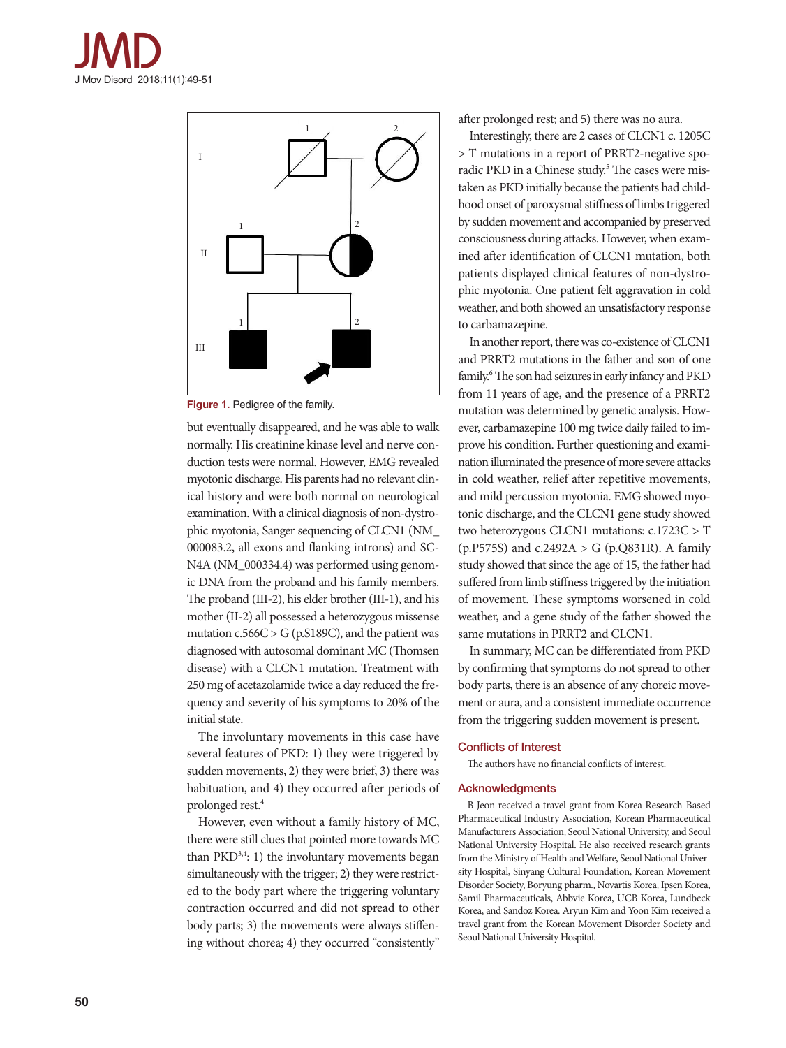Figure 1. Pedigree of the family.

but eventually disappeared, and he was able to walk normally. His creatinine kinase level and nerve conduction tests were normal. However, EMG revealed myotonic discharge. His parents had no relevant clinical history and were both normal on neurological examination. With a clinical diagnosis of non-dystrophic myotonia, Sanger sequencing of CLCN1 (NM_000083.2, all exons and flanking introns) and SCN4A (NM_000334.4) was performed using genomic DNA from the proband and his family members. The proband (III-2), his elder brother (III-1), and his mother (II-2) all possessed a heterozygous missense mutation c.566C > G (p.S189C), and the patient was diagnosed with autosomal dominant MC (Thomsen disease) with a CLCN1 mutation. Treatment with 250 mg of acetazolamide twice a day reduced the frequency and severity of his symptoms to 20% of the initial state.

The involuntary movements in this case have several features of PKD: 1) they were triggered by sudden movements, 2) they were brief, 3) there was habituation, and 4) they occurred after periods of prolonged rest.[4]

However, even without a family history of MC, there were still clues that pointed more towards MC than PKD[3,4]: 1) the involuntary movements began simultaneously with the trigger; 2) they were restricted to the body part where the triggering voluntary contraction occurred and did not spread to other body parts; 3) the movements were always stiffening without chorea; 4) they occurred "consistently" after prolonged rest; and 5) there was no aura.

Interestingly, there are 2 cases of CLCN1 c. 1205C > T mutations in a report of PRRT2-negative sporadic PKD in a Chinese study.[5] The cases were mistaken as PKD initially because the patients had childhood onset of paroxysmal stiffness of limbs triggered by sudden movement and accompanied by preserved consciousness during attacks. However, when examined after identification of CLCN1 mutation, both patients displayed clinical features of non-dystrophic myotonia. One patient felt aggravation in cold weather, and both showed an unsatisfactory response to carbamazepine.

In another report, there was co-existence of CLCN1 and PRRT2 mutations in the father and son of one family.[6] The son had seizures in early infancy and PKD from 11 years of age, and the presence of a PRRT2 mutation was determined by genetic analysis. However, carbamazepine 100 mg twice daily failed to improve his condition. Further questioning and examination illuminated the presence of more severe attacks in cold weather, relief after repetitive movements, and mild percussion myotonia. EMG showed myotonic discharge, and the CLCN1 gene study showed two heterozygous CLCN1 mutations: c.1723C > T (p.P575S) and c.2492A > G (p.Q831R). A family study showed that since the age of 15, the father had suffered from limb stiffness triggered by the initiation of movement. These symptoms worsened in cold weather, and a gene study of the father showed the same mutations in PRRT2 and CLCN1.

In summary, MC can be differentiated from PKD by confirming that symptoms do not spread to other body parts, there is an absence of any choreic movement or aura, and a consistent immediate occurrence from the triggering sudden movement is present.

## Conflicts of Interest

The authors have no financial conflicts of interest.

## Acknowledgments

B Jeon received a travel grant from Korea Research-Based Pharmaceutical Industry Association, Korean Pharmaceutical Manufacturers Association, Seoul National University, and Seoul National University Hospital. He also received research grants from the Ministry of Health and Welfare, Seoul National University Hospital, Sinyang Cultural Foundation, Korean Movement Disorder Society, Boryung pharm., Novartis Korea, Ipsen Korea, Samil Pharmaceuticals, Abbvie Korea, UCB Korea, Lundbeck Korea, and Sandoz Korea. Aryun Kim and Yoon Kim received a travel grant from the Korean Movement Disorder Society and Seoul National University Hospital.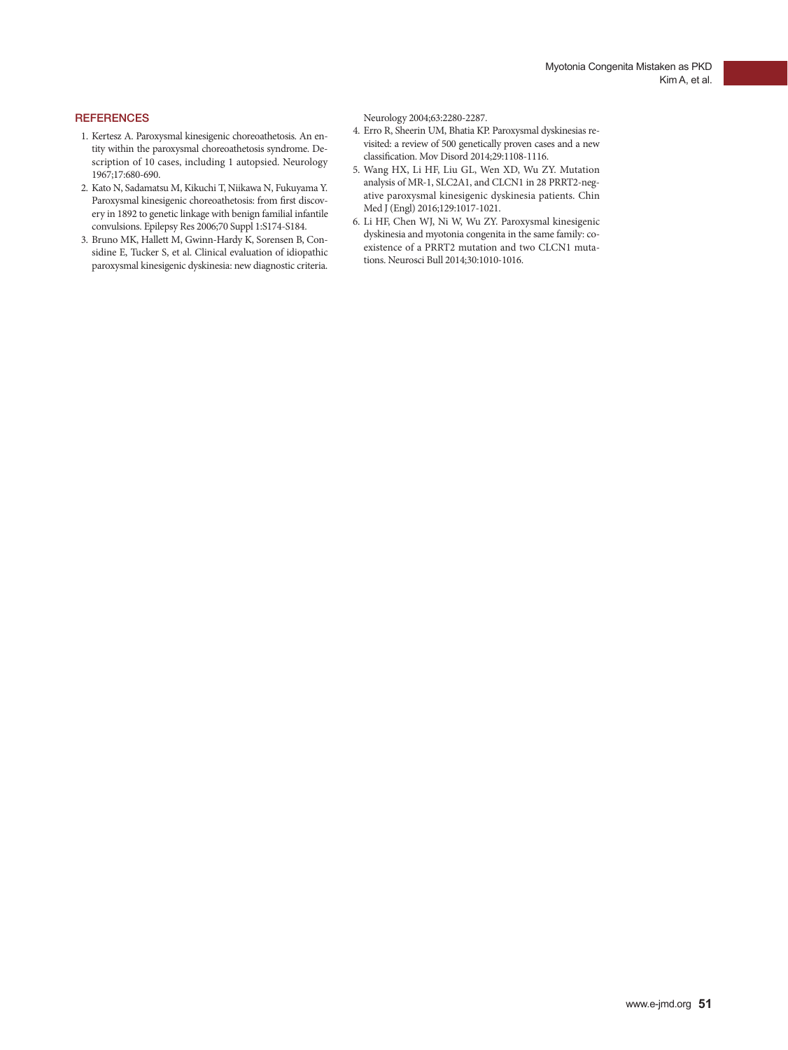## REFERENCES

1. Kertesz A. Paroxysmal kinesigenic choreoathetosis. An entity within the paroxysmal choreoathetosis syndrome. Description of 10 cases, including 1 autopsied. Neurology 1967;17:680-690.
2. Kato N, Sadamatsu M, Kikuchi T, Niikawa N, Fukuyama Y. Paroxysmal kinesigenic choreoathetosis: from first discovery in 1892 to genetic linkage with benign familial infantile convulsions. Epilepsy Res 2006;70 Suppl 1:S174-S184.
3. Bruno MK, Hallett M, Gwinn-Hardy K, Sorensen B, Considine E, Tucker S, et al. Clinical evaluation of idiopathic paroxysmal kinesigenic dyskinesia: new diagnostic criteria. Neurology 2004;63:2280-2287.
4. Erro R, Sheerin UM, Bhatia KP. Paroxysmal dyskinesias revisited: a review of 500 genetically proven cases and a new classification. Mov Disord 2014;29:1108-1116.
5. Wang HX, Li HF, Liu GL, Wen XD, Wu ZY. Mutation analysis of MR-1, SLC2A1, and CLCN1 in 28 PRRT2-negative paroxysmal kinesigenic dyskinesia patients. Chin Med J (Engl) 2016;129:1017-1021.
6. Li HF, Chen WJ, Ni W, Wu ZY. Paroxysmal kinesigenic dyskinesia and myotonia congenita in the same family: coexistence of a PRRT2 mutation and two CLCN1 mutations. Neurosci Bull 2014;30:1010-1016.